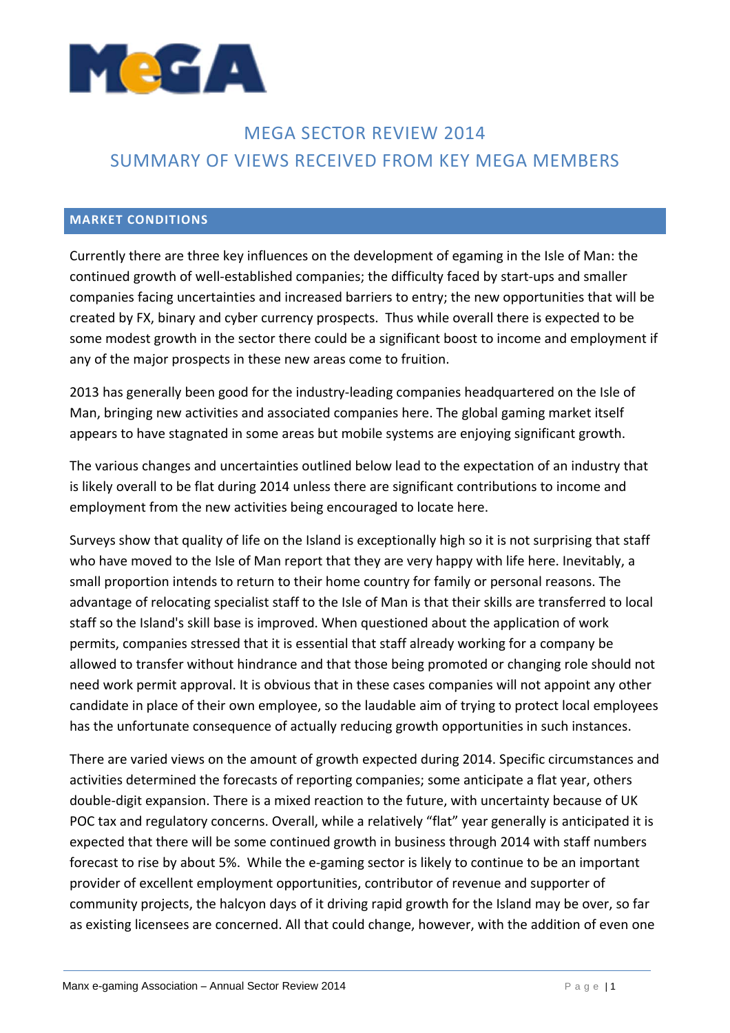# MEGA SECTOR REVIEW 2014
## SUMMARY OF VIEWS RECEIVED FROM KEY MEGA MEMBERS

### MARKET CONDITIONS

Currently there are three key influences on the development of egaming in the Isle of Man: the continued growth of well-established companies; the difficulty faced by start-ups and smaller companies facing uncertainties and increased barriers to entry; the new opportunities that will be created by FX, binary and cyber currency prospects. Thus while overall there is expected to be some modest growth in the sector there could be a significant boost to income and employment if any of the major prospects in these new areas come to fruition.

2013 has generally been good for the industry-leading companies headquartered on the Isle of Man, bringing new activities and associated companies here. The global gaming market itself appears to have stagnated in some areas but mobile systems are enjoying significant growth.

The various changes and uncertainties outlined below lead to the expectation of an industry that is likely overall to be flat during 2014 unless there are significant contributions to income and employment from the new activities being encouraged to locate here.

Surveys show that quality of life on the Island is exceptionally high so it is not surprising that staff who have moved to the Isle of Man report that they are very happy with life here. Inevitably, a small proportion intends to return to their home country for family or personal reasons. The advantage of relocating specialist staff to the Isle of Man is that their skills are transferred to local staff so the Island's skill base is improved. When questioned about the application of work permits, companies stressed that it is essential that staff already working for a company be allowed to transfer without hindrance and that those being promoted or changing role should not need work permit approval. It is obvious that in these cases companies will not appoint any other candidate in place of their own employee, so the laudable aim of trying to protect local employees has the unfortunate consequence of actually reducing growth opportunities in such instances.

There are varied views on the amount of growth expected during 2014. Specific circumstances and activities determined the forecasts of reporting companies; some anticipate a flat year, others double-digit expansion. There is a mixed reaction to the future, with uncertainty because of UK POC tax and regulatory concerns. Overall, while a relatively "flat" year generally is anticipated it is expected that there will be some continued growth in business through 2014 with staff numbers forecast to rise by about 5%. While the e-gaming sector is likely to continue to be an important provider of excellent employment opportunities, contributor of revenue and supporter of community projects, the halcyon days of it driving rapid growth for the Island may be over, so far as existing licensees are concerned. All that could change, however, with the addition of even one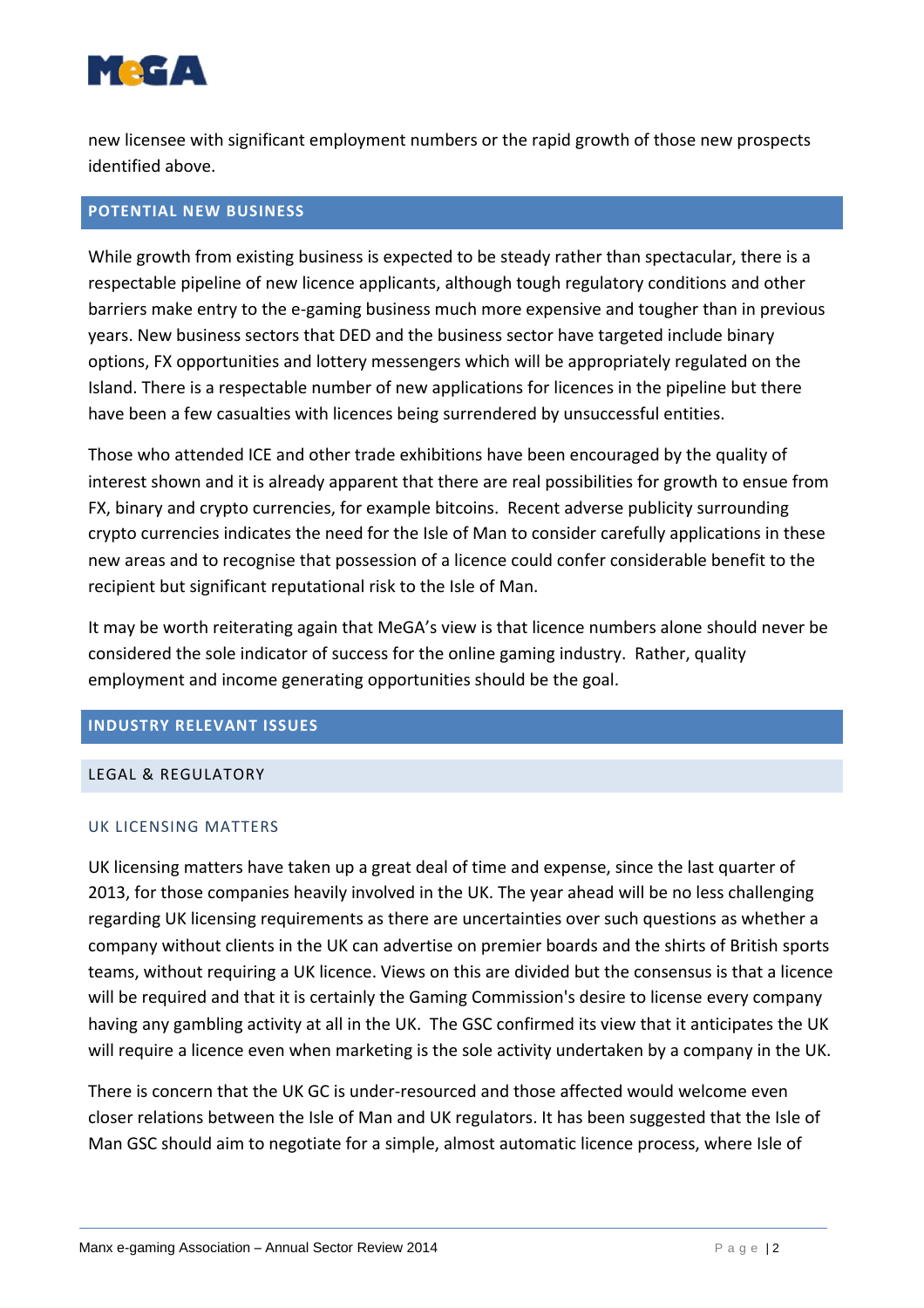new licensee with significant employment numbers or the rapid growth of those new prospects identified above.

## POTENTIAL NEW BUSINESS

While growth from existing business is expected to be steady rather than spectacular, there is a respectable pipeline of new licence applicants, although tough regulatory conditions and other barriers make entry to the e-gaming business much more expensive and tougher than in previous years. New business sectors that DED and the business sector have targeted include binary options, FX opportunities and lottery messengers which will be appropriately regulated on the Island. There is a respectable number of new applications for licences in the pipeline but there have been a few casualties with licences being surrendered by unsuccessful entities.

Those who attended ICE and other trade exhibitions have been encouraged by the quality of interest shown and it is already apparent that there are real possibilities for growth to ensue from FX, binary and crypto currencies, for example bitcoins. Recent adverse publicity surrounding crypto currencies indicates the need for the Isle of Man to consider carefully applications in these new areas and to recognise that possession of a licence could confer considerable benefit to the recipient but significant reputational risk to the Isle of Man.

It may be worth reiterating again that MeGA's view is that licence numbers alone should never be considered the sole indicator of success for the online gaming industry. Rather, quality employment and income generating opportunities should be the goal.

## INDUSTRY RELEVANT ISSUES

### LEGAL & REGULATORY

#### UK LICENSING MATTERS

UK licensing matters have taken up a great deal of time and expense, since the last quarter of 2013, for those companies heavily involved in the UK. The year ahead will be no less challenging regarding UK licensing requirements as there are uncertainties over such questions as whether a company without clients in the UK can advertise on premier boards and the shirts of British sports teams, without requiring a UK licence. Views on this are divided but the consensus is that a licence will be required and that it is certainly the Gaming Commission's desire to license every company having any gambling activity at all in the UK. The GSC confirmed its view that it anticipates the UK will require a licence even when marketing is the sole activity undertaken by a company in the UK.

There is concern that the UK GC is under-resourced and those affected would welcome even closer relations between the Isle of Man and UK regulators. It has been suggested that the Isle of Man GSC should aim to negotiate for a simple, almost automatic licence process, where Isle of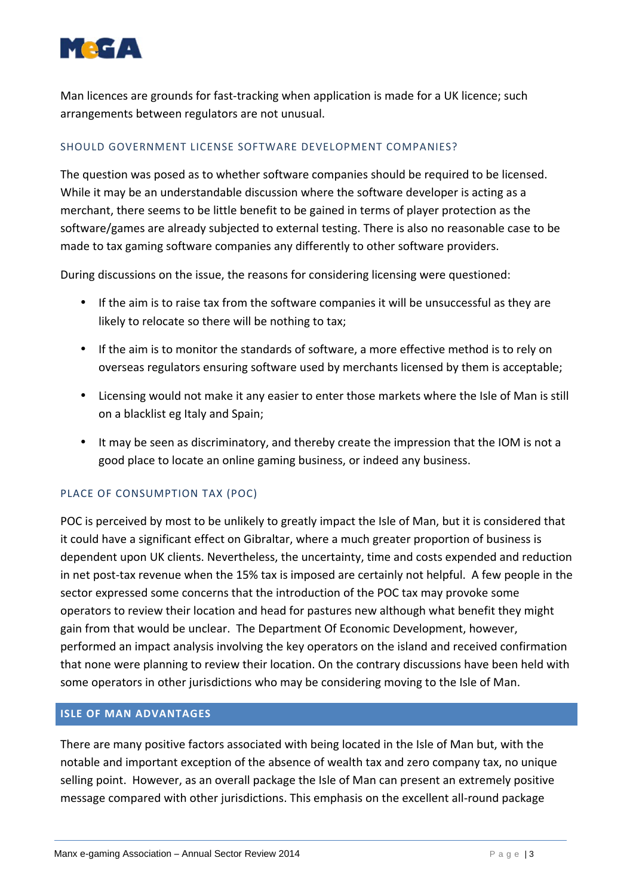Man licences are grounds for fast-tracking when application is made for a UK licence; such arrangements between regulators are not unusual.

### SHOULD GOVERNMENT LICENSE SOFTWARE DEVELOPMENT COMPANIES?

The question was posed as to whether software companies should be required to be licensed. While it may be an understandable discussion where the software developer is acting as a merchant, there seems to be little benefit to be gained in terms of player protection as the software/games are already subjected to external testing. There is also no reasonable case to be made to tax gaming software companies any differently to other software providers.

During discussions on the issue, the reasons for considering licensing were questioned:

- If the aim is to raise tax from the software companies it will be unsuccessful as they are likely to relocate so there will be nothing to tax;
- If the aim is to monitor the standards of software, a more effective method is to rely on overseas regulators ensuring software used by merchants licensed by them is acceptable;
- Licensing would not make it any easier to enter those markets where the Isle of Man is still on a blacklist eg Italy and Spain;
- It may be seen as discriminatory, and thereby create the impression that the IOM is not a good place to locate an online gaming business, or indeed any business.

### PLACE OF CONSUMPTION TAX (POC)

POC is perceived by most to be unlikely to greatly impact the Isle of Man, but it is considered that it could have a significant effect on Gibraltar, where a much greater proportion of business is dependent upon UK clients. Nevertheless, the uncertainty, time and costs expended and reduction in net post-tax revenue when the 15% tax is imposed are certainly not helpful. A few people in the sector expressed some concerns that the introduction of the POC tax may provoke some operators to review their location and head for pastures new although what benefit they might gain from that would be unclear. The Department Of Economic Development, however, performed an impact analysis involving the key operators on the island and received confirmation that none were planning to review their location. On the contrary discussions have been held with some operators in other jurisdictions who may be considering moving to the Isle of Man.

## ISLE OF MAN ADVANTAGES

There are many positive factors associated with being located in the Isle of Man but, with the notable and important exception of the absence of wealth tax and zero company tax, no unique selling point. However, as an overall package the Isle of Man can present an extremely positive message compared with other jurisdictions. This emphasis on the excellent all-round package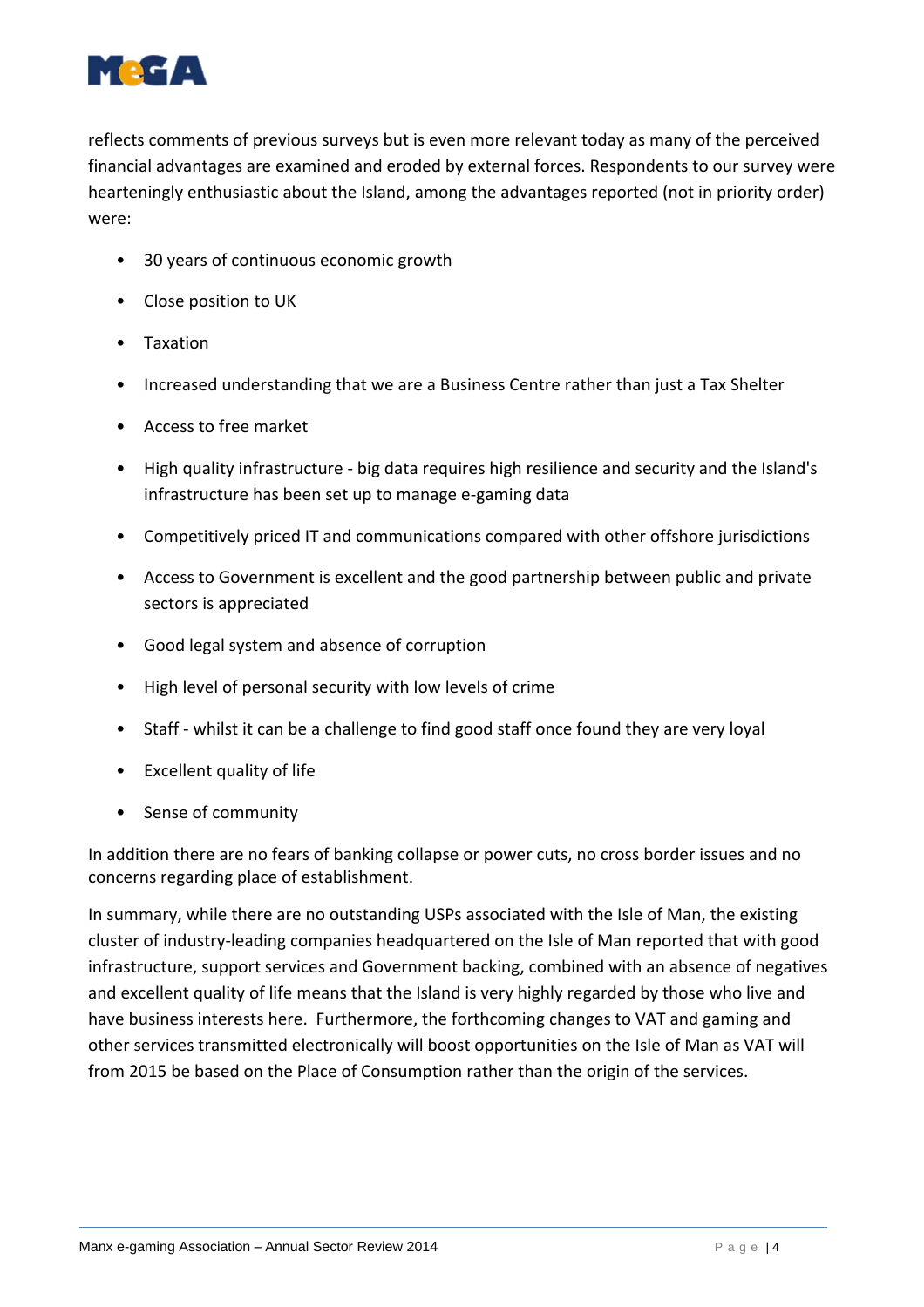reflects comments of previous surveys but is even more relevant today as many of the perceived financial advantages are examined and eroded by external forces. Respondents to our survey were hearteningly enthusiastic about the Island, among the advantages reported (not in priority order) were:

- 30 years of continuous economic growth
- Close position to UK
- Taxation
- Increased understanding that we are a Business Centre rather than just a Tax Shelter
- Access to free market
- High quality infrastructure - big data requires high resilience and security and the Island's infrastructure has been set up to manage e-gaming data
- Competitively priced IT and communications compared with other offshore jurisdictions
- Access to Government is excellent and the good partnership between public and private sectors is appreciated
- Good legal system and absence of corruption
- High level of personal security with low levels of crime
- Staff - whilst it can be a challenge to find good staff once found they are very loyal
- Excellent quality of life
- Sense of community

In addition there are no fears of banking collapse or power cuts, no cross border issues and no concerns regarding place of establishment.

In summary, while there are no outstanding USPs associated with the Isle of Man, the existing cluster of industry-leading companies headquartered on the Isle of Man reported that with good infrastructure, support services and Government backing, combined with an absence of negatives and excellent quality of life means that the Island is very highly regarded by those who live and have business interests here. Furthermore, the forthcoming changes to VAT and gaming and other services transmitted electronically will boost opportunities on the Isle of Man as VAT will from 2015 be based on the Place of Consumption rather than the origin of the services.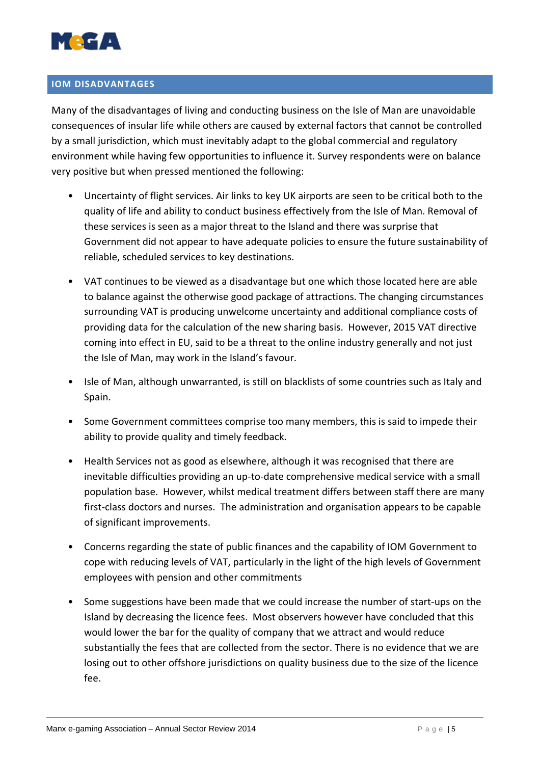## IOM DISADVANTAGES

Many of the disadvantages of living and conducting business on the Isle of Man are unavoidable consequences of insular life while others are caused by external factors that cannot be controlled by a small jurisdiction, which must inevitably adapt to the global commercial and regulatory environment while having few opportunities to influence it. Survey respondents were on balance very positive but when pressed mentioned the following:

- Uncertainty of flight services. Air links to key UK airports are seen to be critical both to the quality of life and ability to conduct business effectively from the Isle of Man. Removal of these services is seen as a major threat to the Island and there was surprise that Government did not appear to have adequate policies to ensure the future sustainability of reliable, scheduled services to key destinations.

- VAT continues to be viewed as a disadvantage but one which those located here are able to balance against the otherwise good package of attractions. The changing circumstances surrounding VAT is producing unwelcome uncertainty and additional compliance costs of providing data for the calculation of the new sharing basis. However, 2015 VAT directive coming into effect in EU, said to be a threat to the online industry generally and not just the Isle of Man, may work in the Island's favour.

- Isle of Man, although unwarranted, is still on blacklists of some countries such as Italy and Spain.

- Some Government committees comprise too many members, this is said to impede their ability to provide quality and timely feedback.

- Health Services not as good as elsewhere, although it was recognised that there are inevitable difficulties providing an up-to-date comprehensive medical service with a small population base. However, whilst medical treatment differs between staff there are many first-class doctors and nurses. The administration and organisation appears to be capable of significant improvements.

- Concerns regarding the state of public finances and the capability of IOM Government to cope with reducing levels of VAT, particularly in the light of the high levels of Government employees with pension and other commitments

- Some suggestions have been made that we could increase the number of start-ups on the Island by decreasing the licence fees. Most observers however have concluded that this would lower the bar for the quality of company that we attract and would reduce substantially the fees that are collected from the sector. There is no evidence that we are losing out to other offshore jurisdictions on quality business due to the size of the licence fee.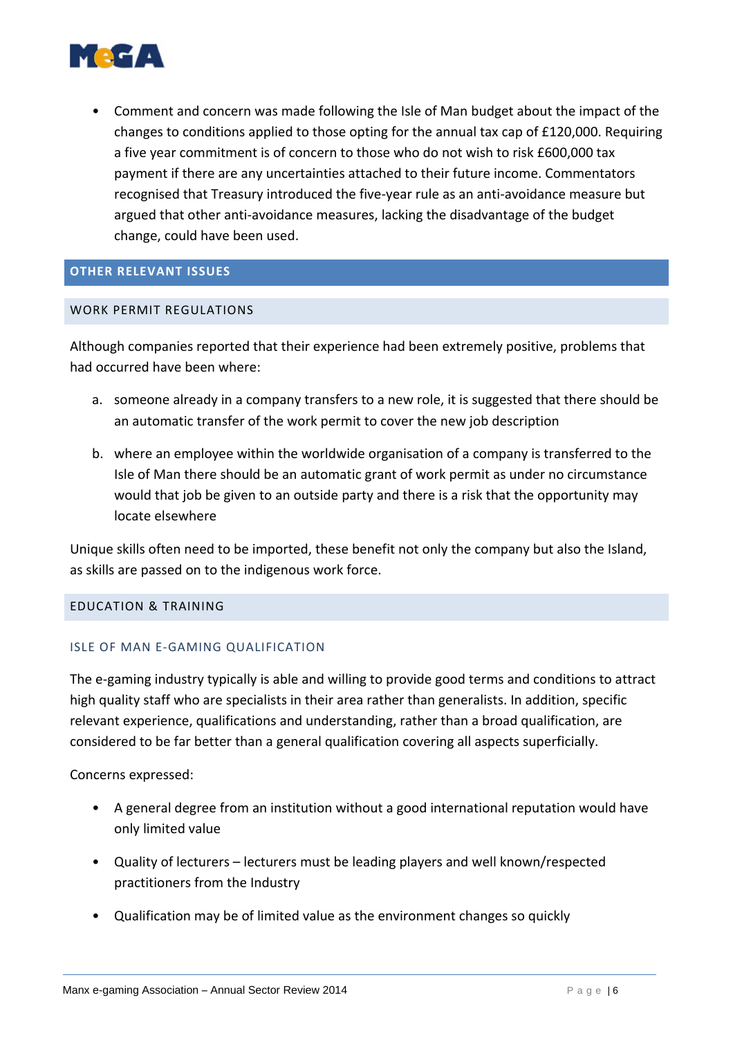- Comment and concern was made following the Isle of Man budget about the impact of the changes to conditions applied to those opting for the annual tax cap of £120,000. Requiring a five year commitment is of concern to those who do not wish to risk £600,000 tax payment if there are any uncertainties attached to their future income. Commentators recognised that Treasury introduced the five-year rule as an anti-avoidance measure but argued that other anti-avoidance measures, lacking the disadvantage of the budget change, could have been used.

## OTHER RELEVANT ISSUES

### WORK PERMIT REGULATIONS

Although companies reported that their experience had been extremely positive, problems that had occurred have been where:

a. someone already in a company transfers to a new role, it is suggested that there should be an automatic transfer of the work permit to cover the new job description

b. where an employee within the worldwide organisation of a company is transferred to the Isle of Man there should be an automatic grant of work permit as under no circumstance would that job be given to an outside party and there is a risk that the opportunity may locate elsewhere

Unique skills often need to be imported, these benefit not only the company but also the Island, as skills are passed on to the indigenous work force.

### EDUCATION & TRAINING

#### ISLE OF MAN E-GAMING QUALIFICATION

The e-gaming industry typically is able and willing to provide good terms and conditions to attract high quality staff who are specialists in their area rather than generalists. In addition, specific relevant experience, qualifications and understanding, rather than a broad qualification, are considered to be far better than a general qualification covering all aspects superficially.

Concerns expressed:

- A general degree from an institution without a good international reputation would have only limited value
- Quality of lecturers – lecturers must be leading players and well known/respected practitioners from the Industry
- Qualification may be of limited value as the environment changes so quickly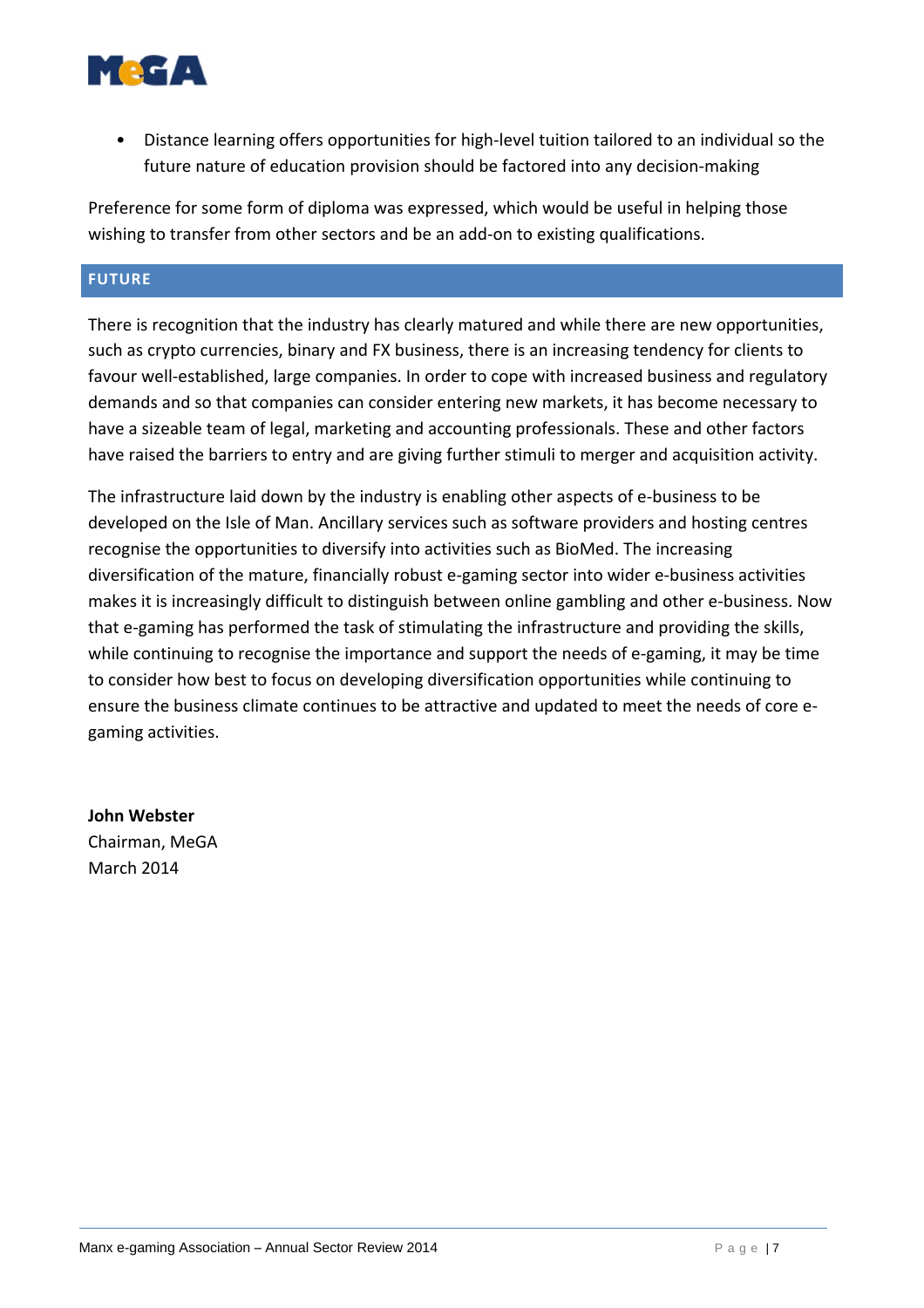- Distance learning offers opportunities for high-level tuition tailored to an individual so the future nature of education provision should be factored into any decision-making

Preference for some form of diploma was expressed, which would be useful in helping those wishing to transfer from other sectors and be an add-on to existing qualifications.

## FUTURE

There is recognition that the industry has clearly matured and while there are new opportunities, such as crypto currencies, binary and FX business, there is an increasing tendency for clients to favour well-established, large companies. In order to cope with increased business and regulatory demands and so that companies can consider entering new markets, it has become necessary to have a sizeable team of legal, marketing and accounting professionals. These and other factors have raised the barriers to entry and are giving further stimuli to merger and acquisition activity.

The infrastructure laid down by the industry is enabling other aspects of e-business to be developed on the Isle of Man. Ancillary services such as software providers and hosting centres recognise the opportunities to diversify into activities such as BioMed. The increasing diversification of the mature, financially robust e-gaming sector into wider e-business activities makes it is increasingly difficult to distinguish between online gambling and other e-business. Now that e-gaming has performed the task of stimulating the infrastructure and providing the skills, while continuing to recognise the importance and support the needs of e-gaming, it may be time to consider how best to focus on developing diversification opportunities while continuing to ensure the business climate continues to be attractive and updated to meet the needs of core e-gaming activities.

**John Webster**
Chairman, MeGA
March 2014